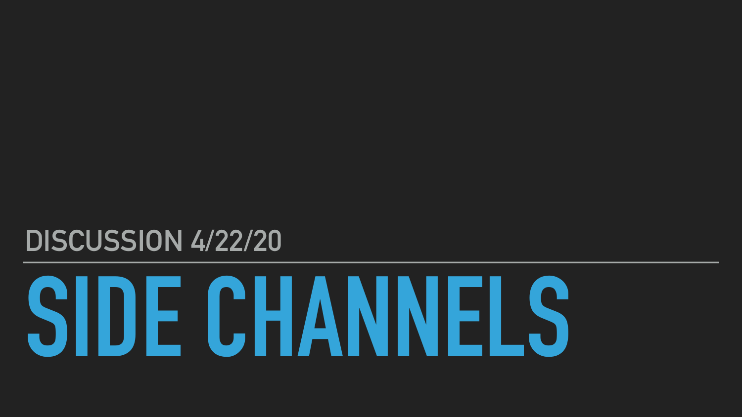## DISCUSSION 4/22/20

# SIDE CHANNELS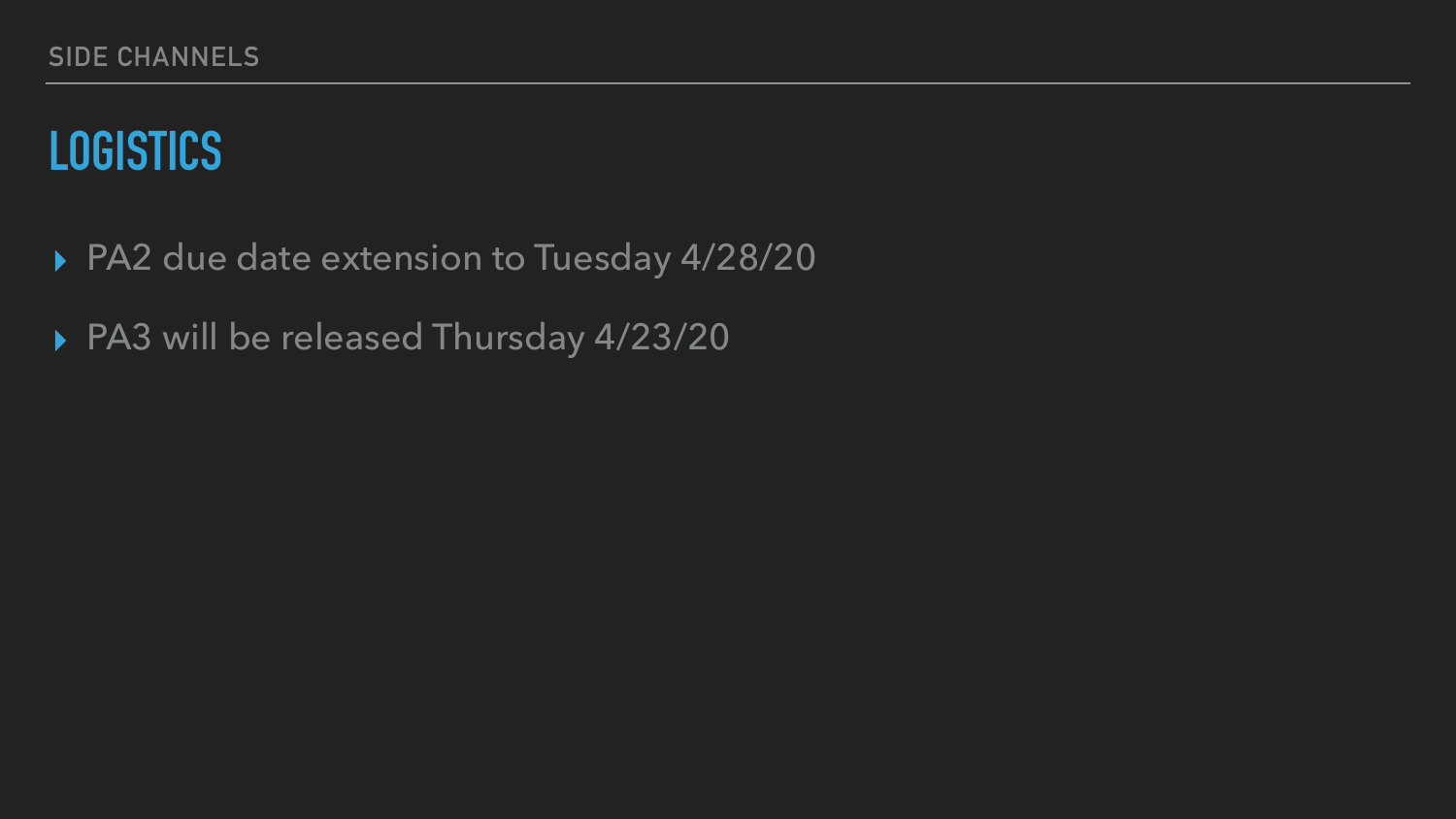# LOGISTICS

- PA2 due date extension to Tuesday 4/28/20
- PA3 will be released Thursday 4/23/20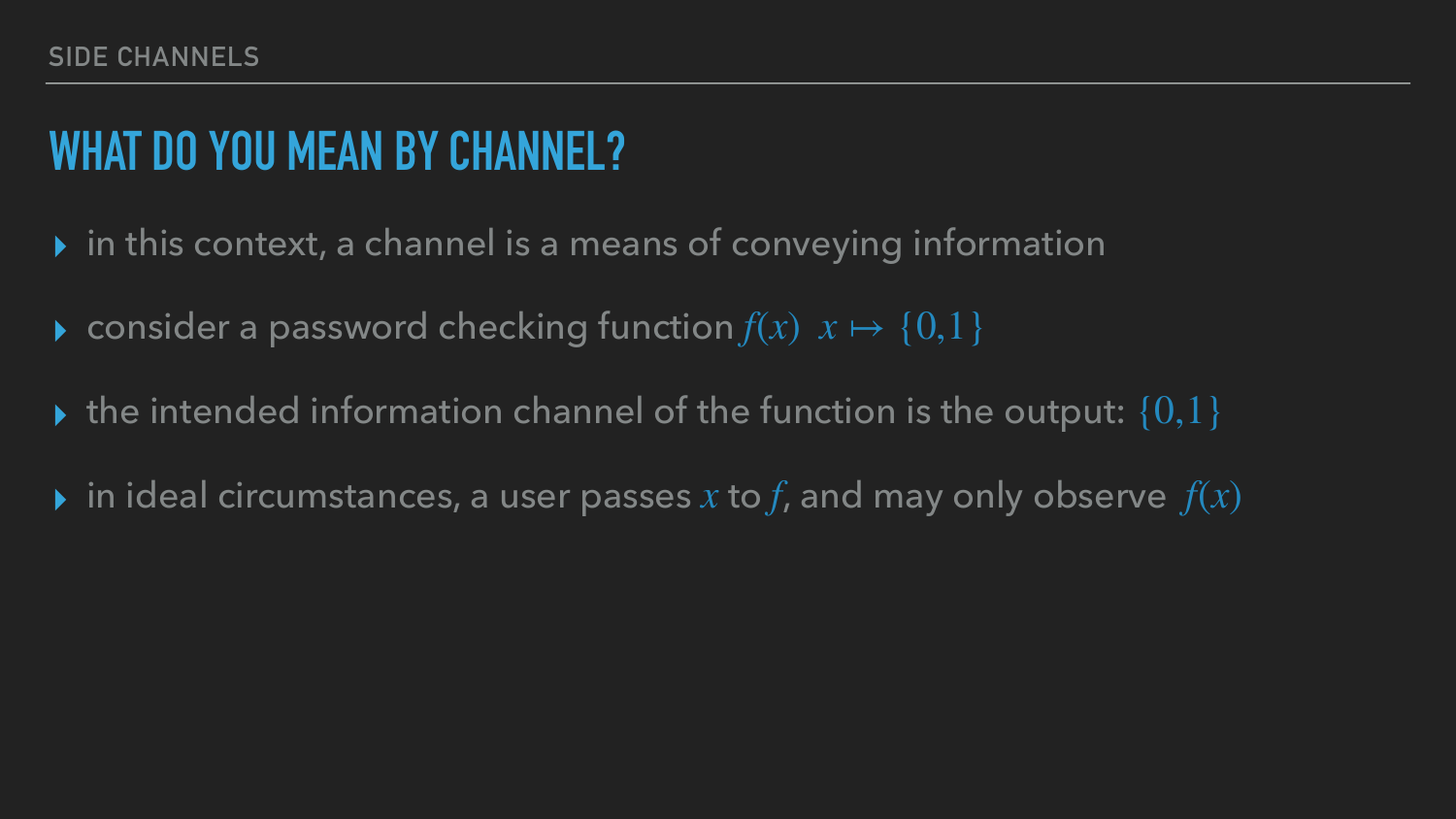## WHAT DO YOU MEAN BY CHANNEL?

- in this context, a channel is a means of conveying information
- consider a password checking function $f(x)$ $x \mapsto \{0,1\}$
- the intended information channel of the function is the output: $\{0,1\}$
- in ideal circumstances, a user passes $x$ to $f$, and may only observe $f(x)$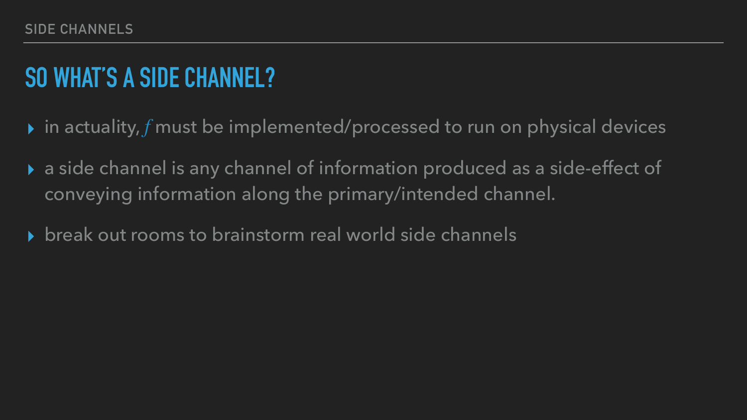# SO WHAT'S A SIDE CHANNEL?

- in actuality, $f$ must be implemented/processed to run on physical devices
- a side channel is any channel of information produced as a side-effect of conveying information along the primary/intended channel.
- break out rooms to brainstorm real world side channels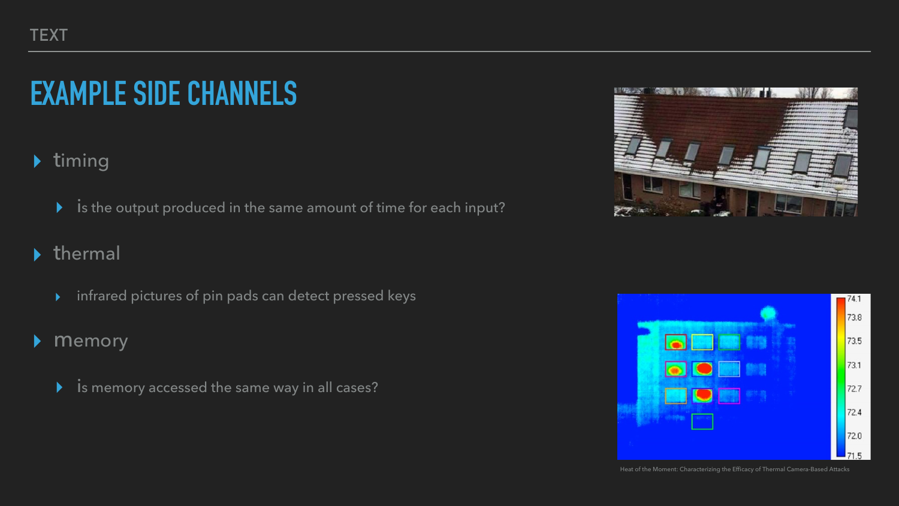# EXAMPLE SIDE CHANNELS

- timing
  - is the output produced in the same amount of time for each input?
- thermal
  - infrared pictures of pin pads can detect pressed keys
- memory
  - is memory accessed the same way in all cases?

Heat of the Moment: Characterizing the Efficacy of Thermal Camera-Based Attacks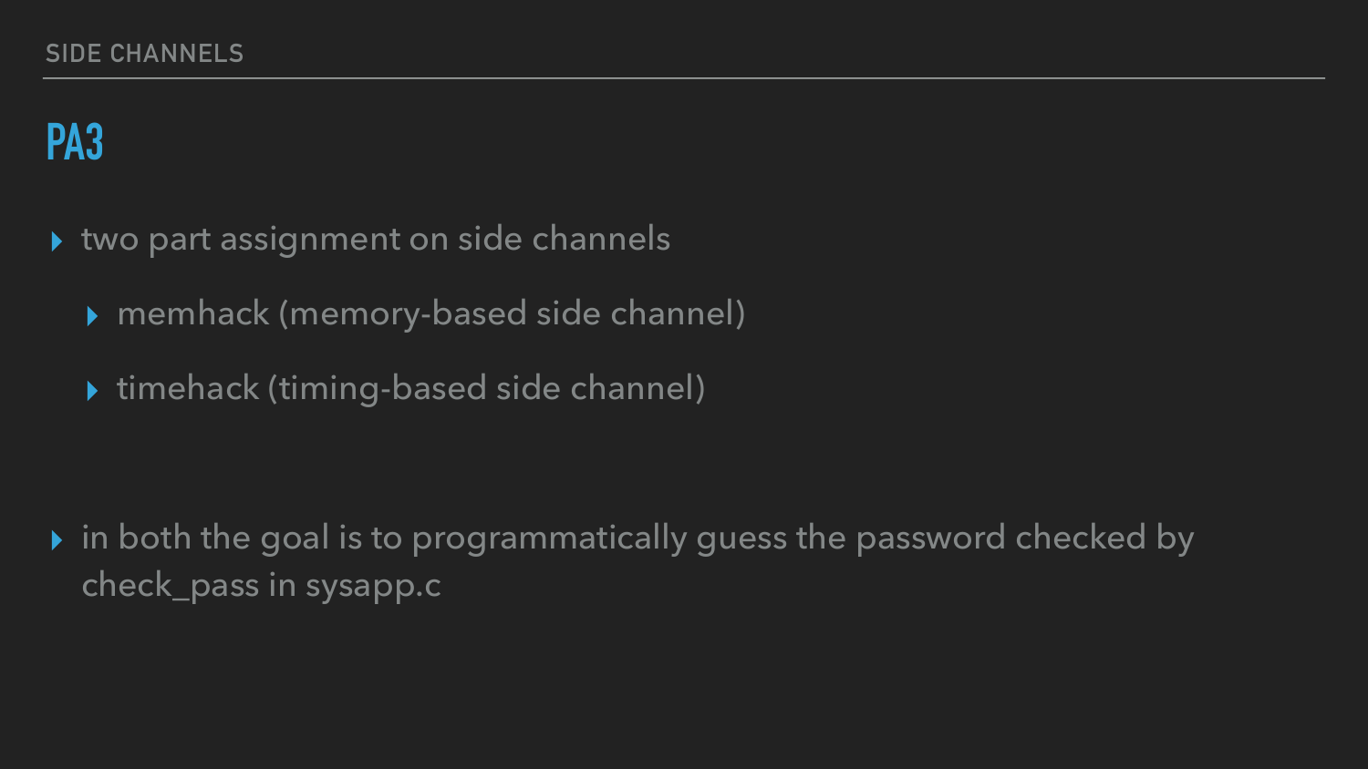## PA3

- two part assignment on side channels
  - memhack (memory-based side channel)
  - timehack (timing-based side channel)

- in both the goal is to programmatically guess the password checked by check_pass in sysapp.c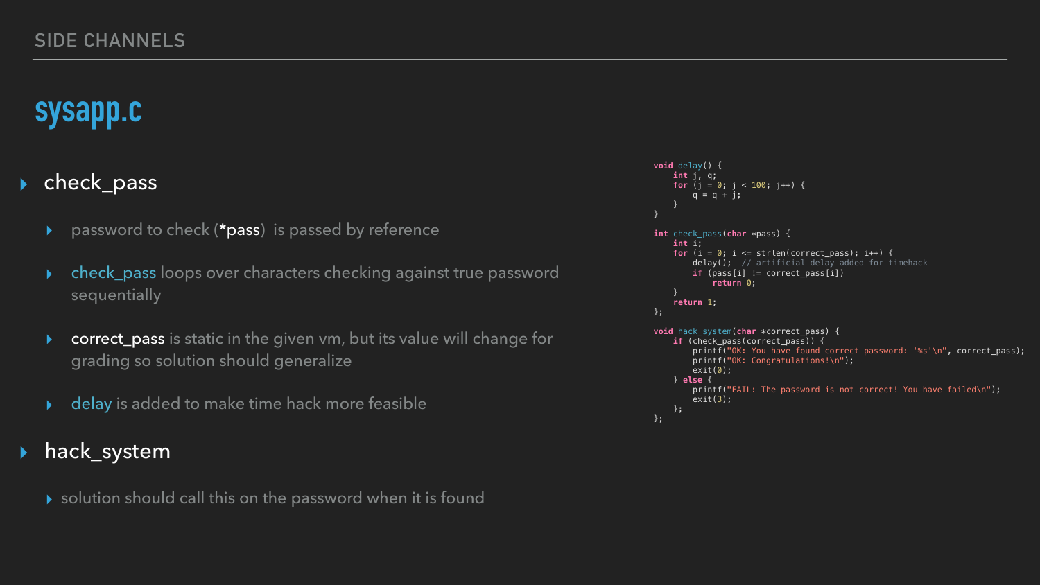SIDE CHANNELS

# sysapp.c

- check_pass
  - password to check (*pass) is passed by reference
  - check_pass loops over characters checking against true password sequentially
  - correct_pass is static in the given vm, but its value will change for grading so solution should generalize
  - delay is added to make time hack more feasible
- hack_system
  - solution should call this on the password when it is found

```c
void delay() {
    int j, q;
    for (j = 0; j < 100; j++) {
        q = q + j;
    }
}

int check_pass(char *pass) {
    int i;
    for (i = 0; i <= strlen(correct_pass); i++) {
        delay();  // artificial delay added for timehack
        if (pass[i] != correct_pass[i])
            return 0;
    }
    return 1;
};

void hack_system(char *correct_pass) {
    if (check_pass(correct_pass)) {
        printf("OK: You have found correct password: '%s'\n", correct_pass);
        printf("OK: Congratulations!\n");
        exit(0);
    } else {
        printf("FAIL: The password is not correct! You have failed\n");
        exit(3);
    };
};
```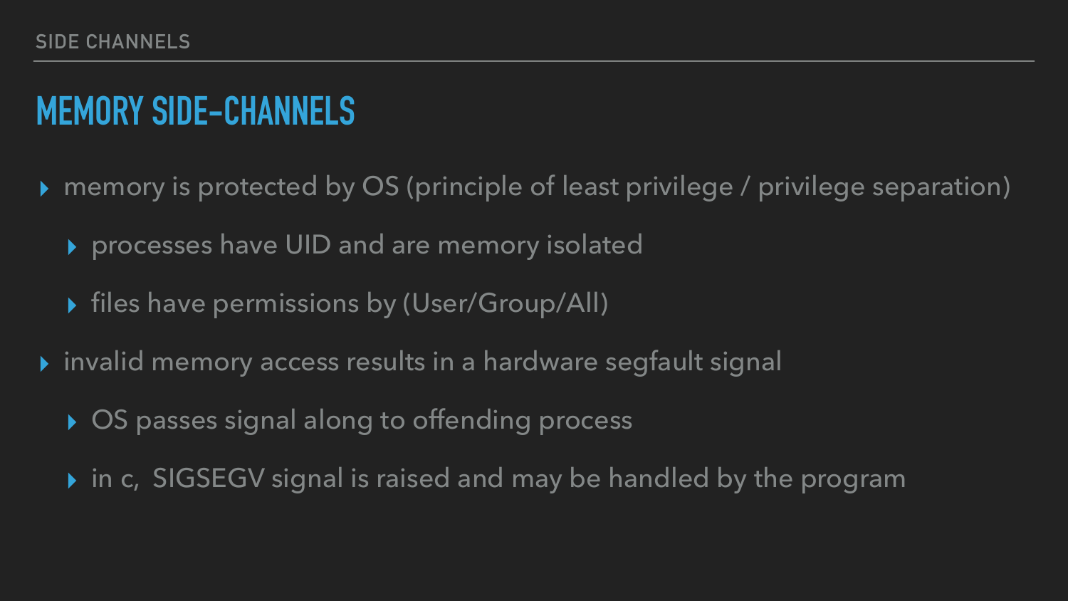## MEMORY SIDE-CHANNELS

- memory is protected by OS (principle of least privilege / privilege separation)
  - processes have UID and are memory isolated
  - files have permissions by (User/Group/All)
- invalid memory access results in a hardware segfault signal
  - OS passes signal along to offending process
  - in c,  SIGSEGV signal is raised and may be handled by the program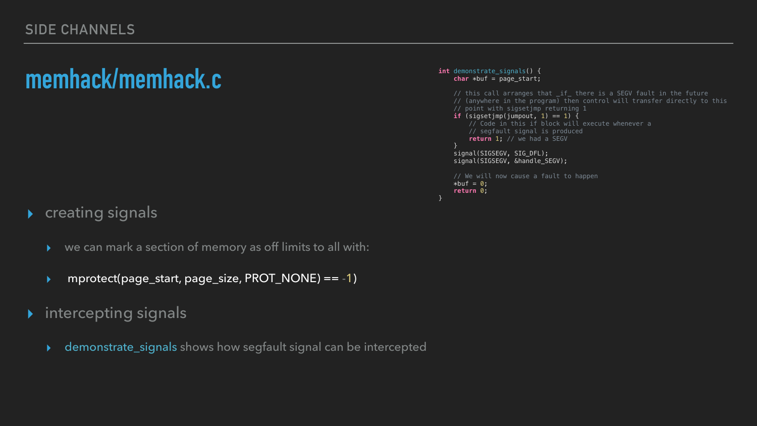## SIDE CHANNELS

# memhack/memhack.c

```c
int demonstrate_signals() {
    char *buf = page_start;

    // this call arranges that _if_ there is a SEGV fault in the future
    // (anywhere in the program) then control will transfer directly to this
    // point with sigsetjmp returning 1
    if (sigsetjmp(jumpout, 1) == 1) {
        // Code in this if block will execute whenever a
        // segfault signal is produced
        return 1; // we had a SEGV
    }
    signal(SIGSEGV, SIG_DFL);
    signal(SIGSEGV, &handle_SEGV);

    // We will now cause a fault to happen
    *buf = 0;
    return 0;
}
```

- creating signals
  - we can mark a section of memory as off limits to all with:
  - mprotect(page_start, page_size, PROT_NONE) == -1)
- intercepting signals
  - demonstrate_signals shows how segfault signal can be intercepted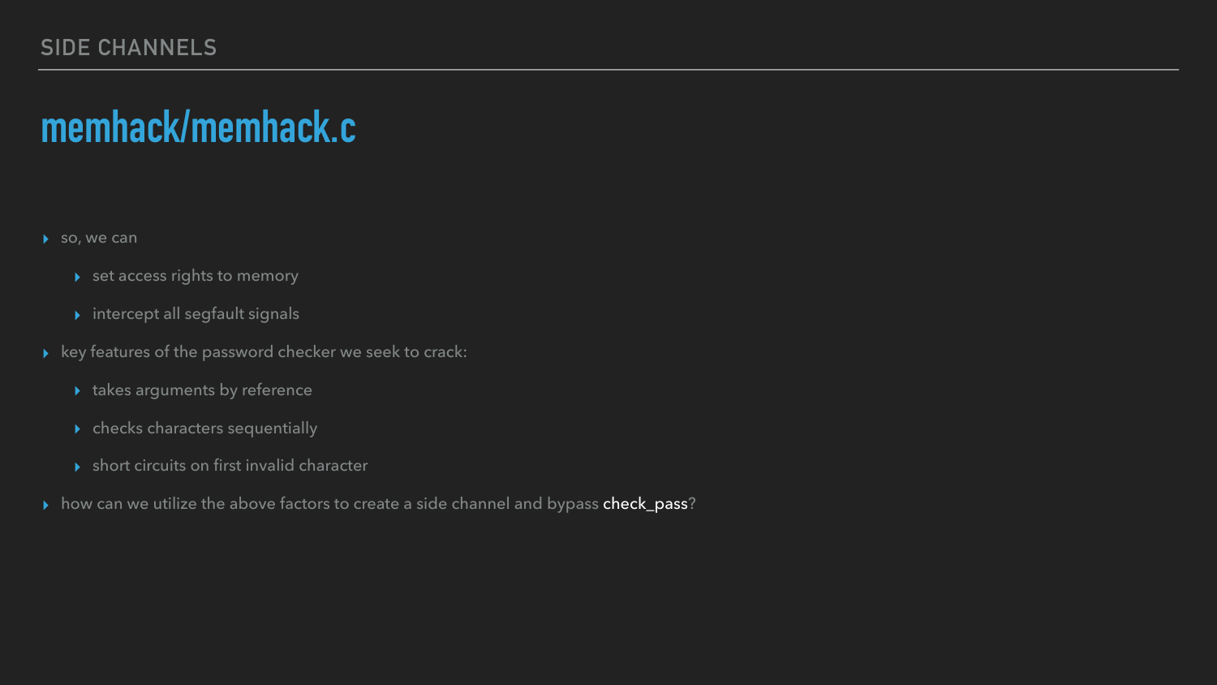## SIDE CHANNELS

# memhack/memhack.c

- so, we can
  - set access rights to memory
  - intercept all segfault signals
- key features of the password checker we seek to crack:
  - takes arguments by reference
  - checks characters sequentially
  - short circuits on first invalid character
- how can we utilize the above factors to create a side channel and bypass check_pass?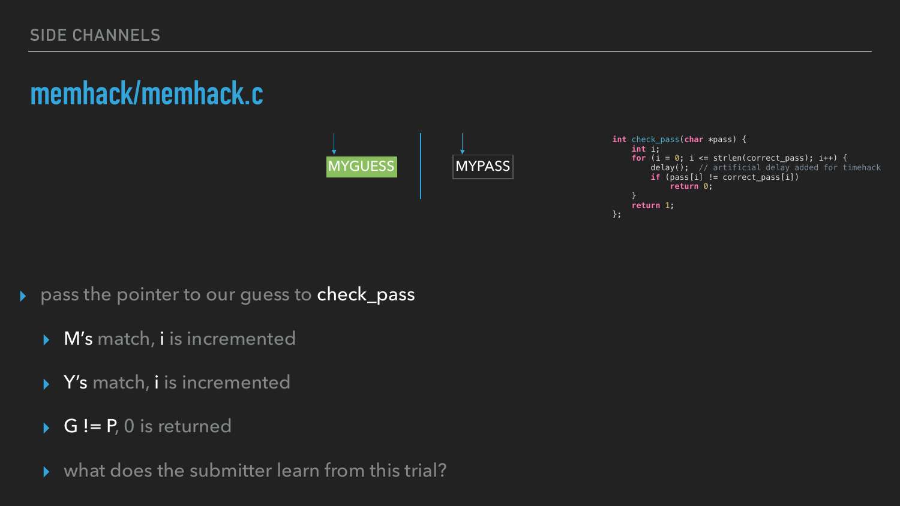SIDE CHANNELS

# memhack/memhack.c

MYGUESS | MYPASS

```c
int check_pass(char *pass) {
    int i;
    for (i = 0; i <= strlen(correct_pass); i++) {
        delay();  // artificial delay added for timehack
        if (pass[i] != correct_pass[i])
            return 0;
    }
    return 1;
};
```

- pass the pointer to our guess to **check_pass**
    - **M's** match, **i** is incremented
    - **Y's** match, **i** is incremented
    - **G != P**, 0 is returned
    - what does the submitter learn from this trial?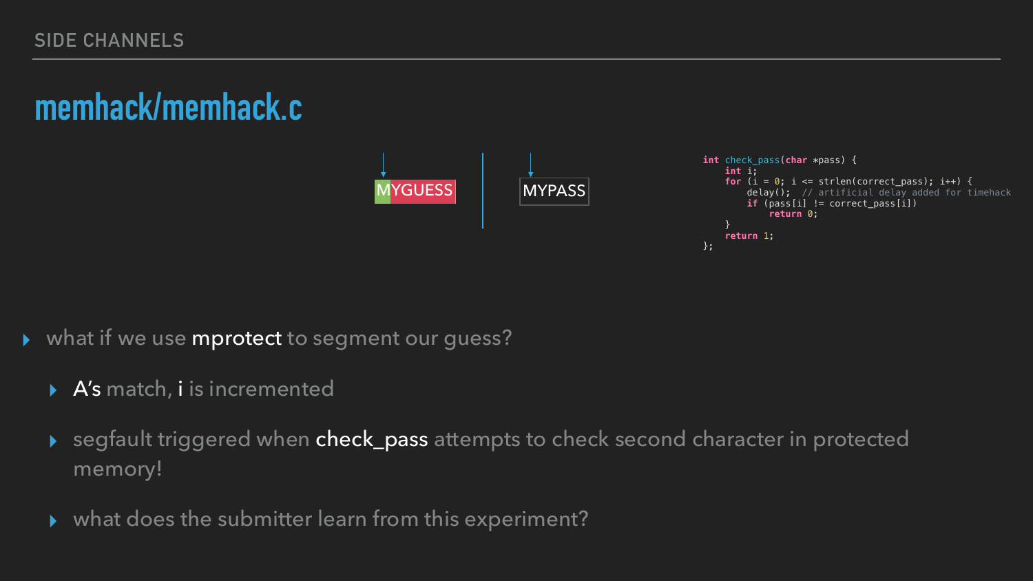## memhack/memhack.c

MYGUESS | MYPASS

```c
int check_pass(char *pass) {
    int i;
    for (i = 0; i <= strlen(correct_pass); i++) {
        delay();  // artificial delay added for timehack
        if (pass[i] != correct_pass[i])
            return 0;
    }
    return 1;
};
```

- what if we use **mprotect** to segment our guess?
  - **A's** match, **i** is incremented
  - segfault triggered when **check_pass** attempts to check second character in protected memory!
  - what does the submitter learn from this experiment?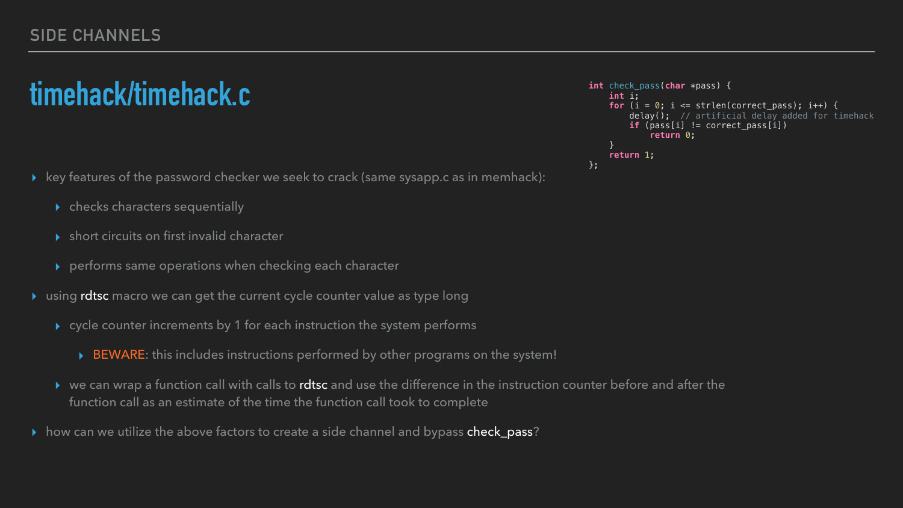## SIDE CHANNELS

# timehack/timehack.c

```
int check_pass(char *pass) {
    int i;
    for (i = 0; i <= strlen(correct_pass); i++) {
        delay();  // artificial delay added for timehack
        if (pass[i] != correct_pass[i])
            return 0;
    }
    return 1;
};
```

- key features of the password checker we seek to crack (same sysapp.c as in memhack):
  - checks characters sequentially
  - short circuits on first invalid character
  - performs same operations when checking each character
- using rdtsc macro we can get the current cycle counter value as type long
  - cycle counter increments by 1 for each instruction the system performs
    - BEWARE: this includes instructions performed by other programs on the system!
  - we can wrap a function call with calls to rdtsc and use the difference in the instruction counter before and after the function call as an estimate of the time the function call took to complete
- how can we utilize the above factors to create a side channel and bypass check_pass?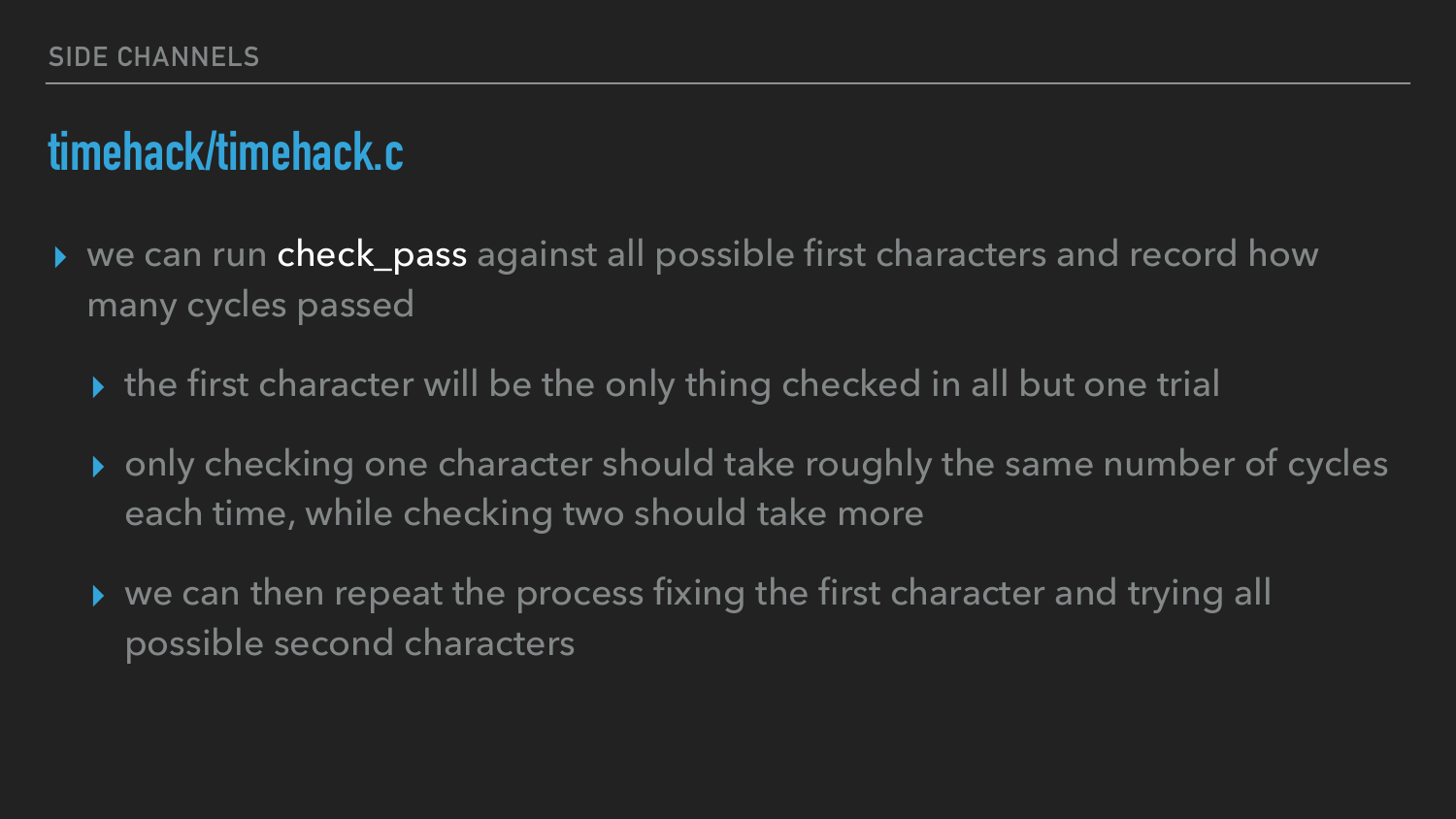## timehack/timehack.c

- we can run check_pass against all possible first characters and record how many cycles passed
  - the first character will be the only thing checked in all but one trial
  - only checking one character should take roughly the same number of cycles each time, while checking two should take more
  - we can then repeat the process fixing the first character and trying all possible second characters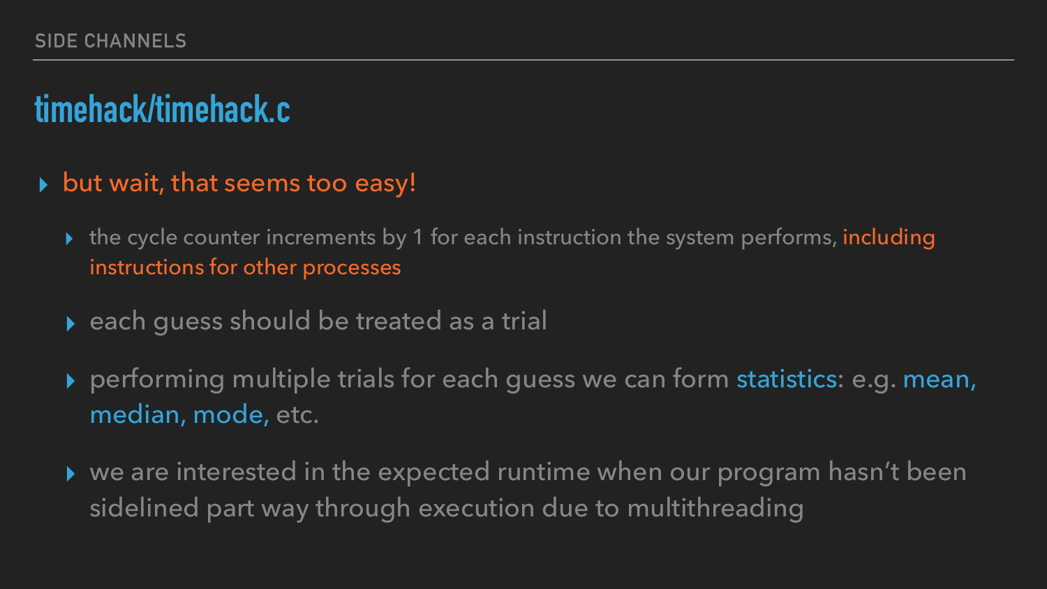## timehack/timehack.c

- but wait, that seems too easy!
  - the cycle counter increments by 1 for each instruction the system performs, including instructions for other processes
  - each guess should be treated as a trial
  - performing multiple trials for each guess we can form statistics: e.g. mean, median, mode, etc.
  - we are interested in the expected runtime when our program hasn't been sidelined part way through execution due to multithreading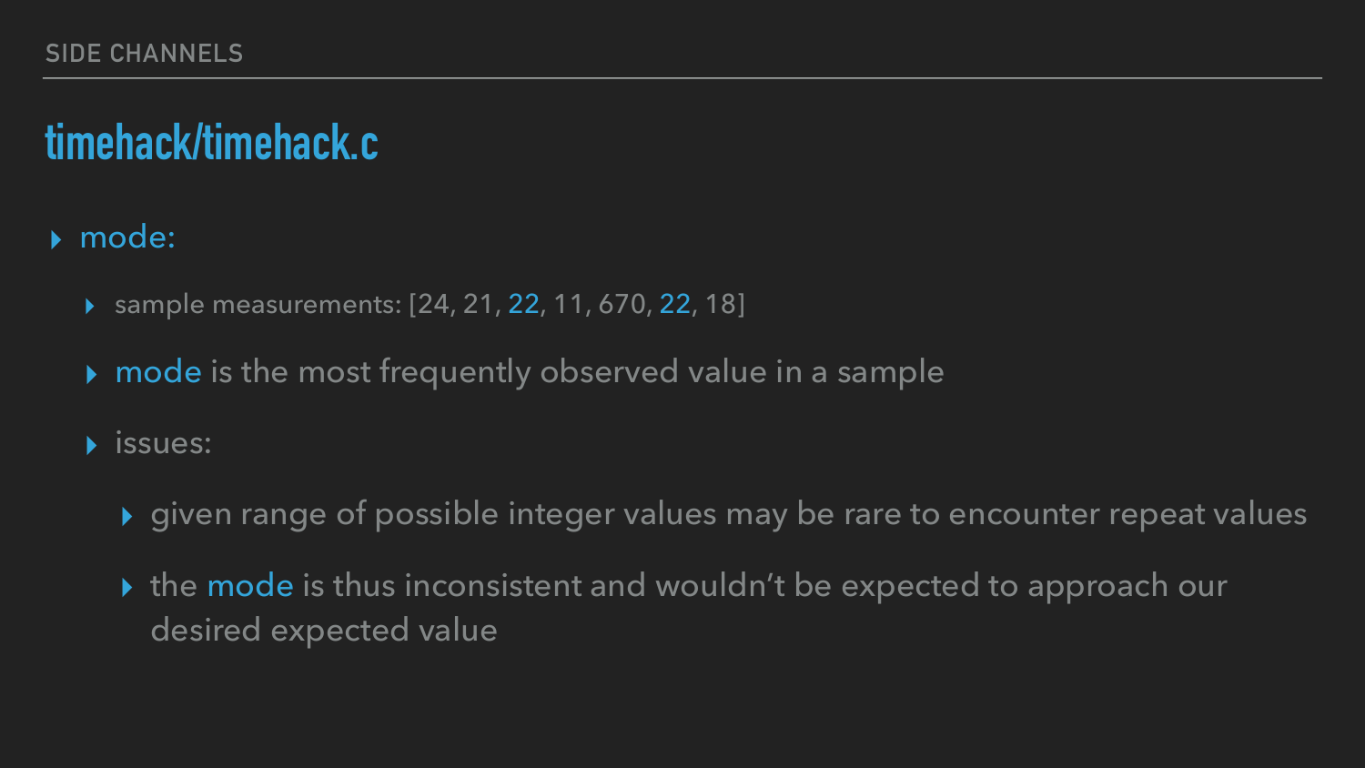SIDE CHANNELS

# timehack/timehack.c

- mode:
  - sample measurements: [24, 21, 22, 11, 670, 22, 18]
  - mode is the most frequently observed value in a sample
  - issues:
    - given range of possible integer values may be rare to encounter repeat values
    - the mode is thus inconsistent and wouldn't be expected to approach our desired expected value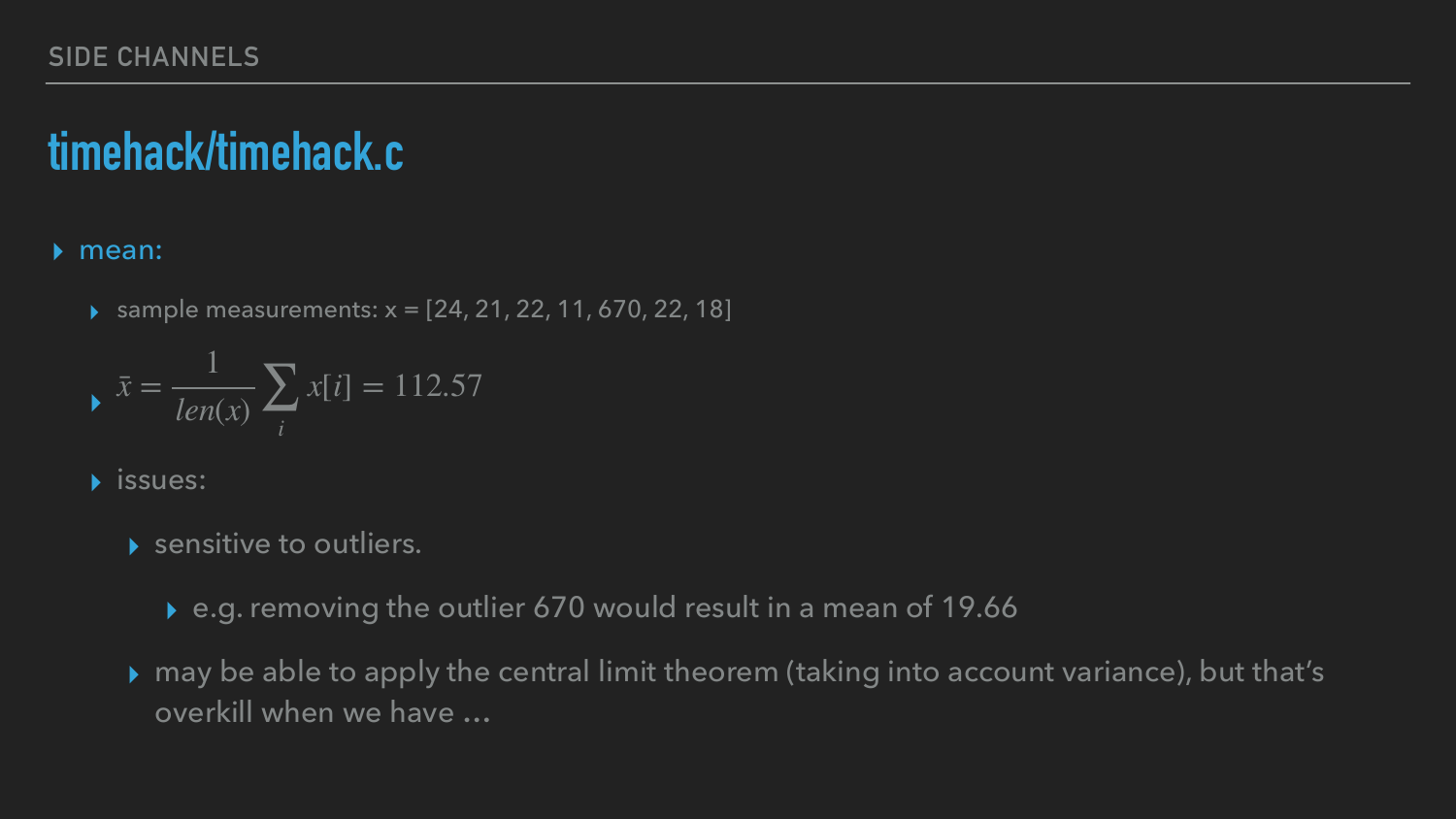## timehack/timehack.c

- mean:
  - sample measurements: x = [24, 21, 22, 11, 670, 22, 18]
  - $$\bar{x} = \frac{1}{len(x)} \sum_i x[i] = 112.57$$
  - issues:
    - sensitive to outliers.
      - e.g. removing the outlier 670 would result in a mean of 19.66
    - may be able to apply the central limit theorem (taking into account variance), but that's overkill when we have …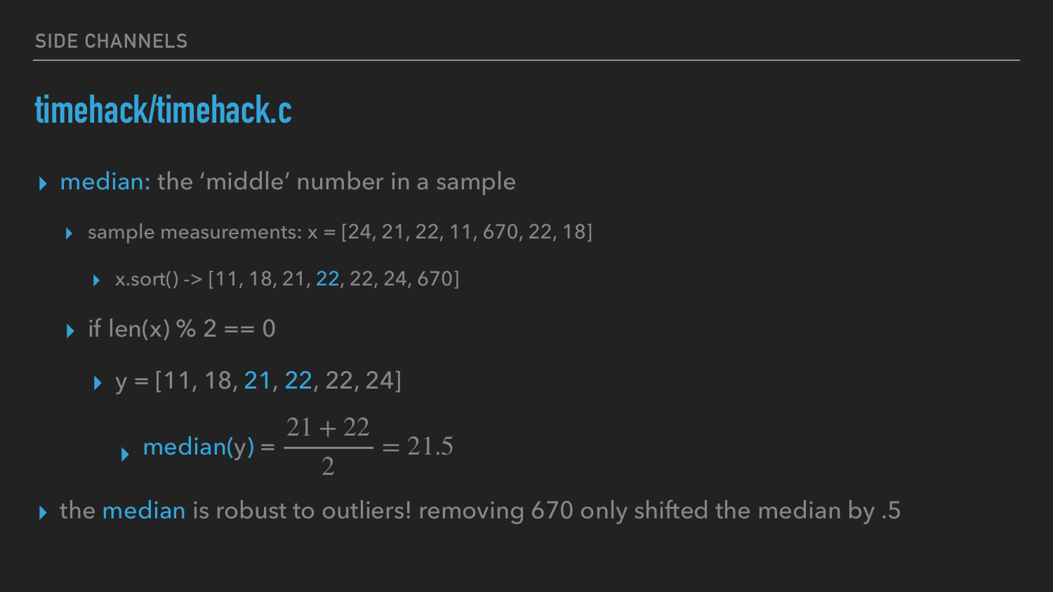SIDE CHANNELS

# timehack/timehack.c

- median: the 'middle' number in a sample
  - sample measurements: x = [24, 21, 22, 11, 670, 22, 18]
    - x.sort() -> [11, 18, 21, 22, 22, 24, 670]
  - if len(x) % 2 == 0
    - y = [11, 18, 21, 22, 22, 24]
      - median(y) = $\dfrac{21 + 22}{2} = 21.5$
- the median is robust to outliers! removing 670 only shifted the median by .5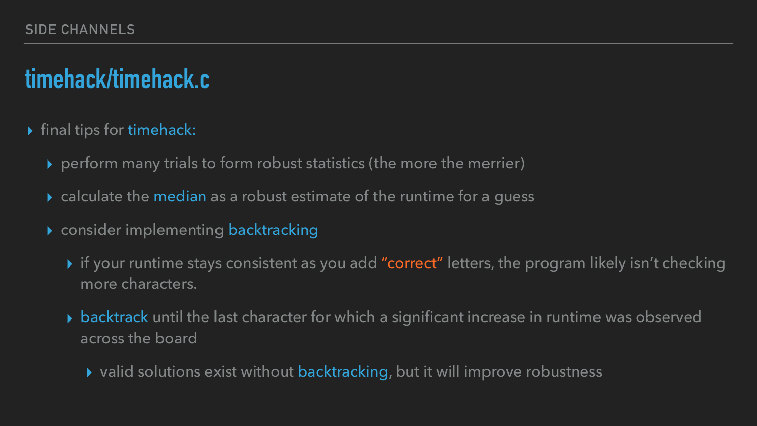SIDE CHANNELS

# timehack/timehack.c

- final tips for timehack:
  - perform many trials to form robust statistics (the more the merrier)
  - calculate the median as a robust estimate of the runtime for a guess
  - consider implementing backtracking
    - if your runtime stays consistent as you add "correct" letters, the program likely isn't checking more characters.
    - backtrack until the last character for which a significant increase in runtime was observed across the board
      - valid solutions exist without backtracking, but it will improve robustness